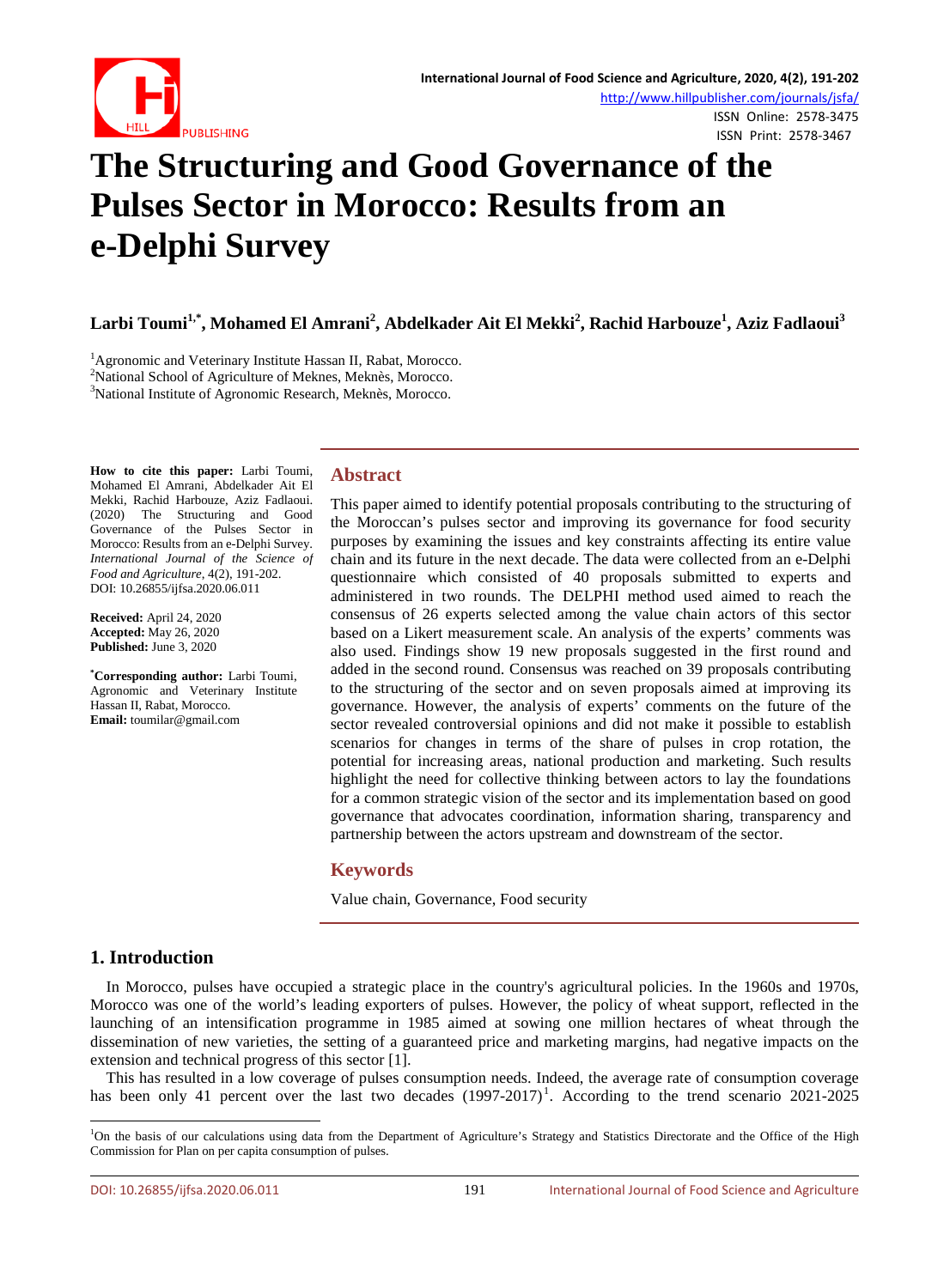# The Structuring and Good Governance of the Pulses Sector in Morocco: Results from an e-Delphi Survey

**Larbi Toumi[1,*], Mohamed El Amrani[2], Abdelkader Ait El Mekki[2], Rachid Harbouze[1], Aziz Fadlaoui[3]**

[1]Agronomic and Veterinary Institute Hassan II, Rabat, Morocco.
[2]National School of Agriculture of Meknes, Meknès, Morocco.
[3]National Institute of Agronomic Research, Meknès, Morocco.

**How to cite this paper:** Larbi Toumi, Mohamed El Amrani, Abdelkader Ait El Mekki, Rachid Harbouze, Aziz Fadlaoui. (2020) The Structuring and Good Governance of the Pulses Sector in Morocco: Results from an e-Delphi Survey. *International Journal of the Science of Food and Agriculture*, 4(2), 191-202.
DOI: 10.26855/ijfsa.2020.06.011

**Received:** April 24, 2020
**Accepted:** May 26, 2020
**Published:** June 3, 2020

**[*]Corresponding author:** Larbi Toumi, Agronomic and Veterinary Institute Hassan II, Rabat, Morocco.
**Email:** toumilar@gmail.com

## Abstract

This paper aimed to identify potential proposals contributing to the structuring of the Moroccan's pulses sector and improving its governance for food security purposes by examining the issues and key constraints affecting its entire value chain and its future in the next decade. The data were collected from an e-Delphi questionnaire which consisted of 40 proposals submitted to experts and administered in two rounds. The DELPHI method used aimed to reach the consensus of 26 experts selected among the value chain actors of this sector based on a Likert measurement scale. An analysis of the experts' comments was also used. Findings show 19 new proposals suggested in the first round and added in the second round. Consensus was reached on 39 proposals contributing to the structuring of the sector and on seven proposals aimed at improving its governance. However, the analysis of experts' comments on the future of the sector revealed controversial opinions and did not make it possible to establish scenarios for changes in terms of the share of pulses in crop rotation, the potential for increasing areas, national production and marketing. Such results highlight the need for collective thinking between actors to lay the foundations for a common strategic vision of the sector and its implementation based on good governance that advocates coordination, information sharing, transparency and partnership between the actors upstream and downstream of the sector.

## Keywords

Value chain, Governance, Food security

## 1. Introduction

In Morocco, pulses have occupied a strategic place in the country's agricultural policies. In the 1960s and 1970s, Morocco was one of the world's leading exporters of pulses. However, the policy of wheat support, reflected in the launching of an intensification programme in 1985 aimed at sowing one million hectares of wheat through the dissemination of new varieties, the setting of a guaranteed price and marketing margins, had negative impacts on the extension and technical progress of this sector [1].

This has resulted in a low coverage of pulses consumption needs. Indeed, the average rate of consumption coverage has been only 41 percent over the last two decades (1997-2017)[1]. According to the trend scenario 2021-2025

[1]On the basis of our calculations using data from the Department of Agriculture's Strategy and Statistics Directorate and the Office of the High Commission for Plan on per capita consumption of pulses.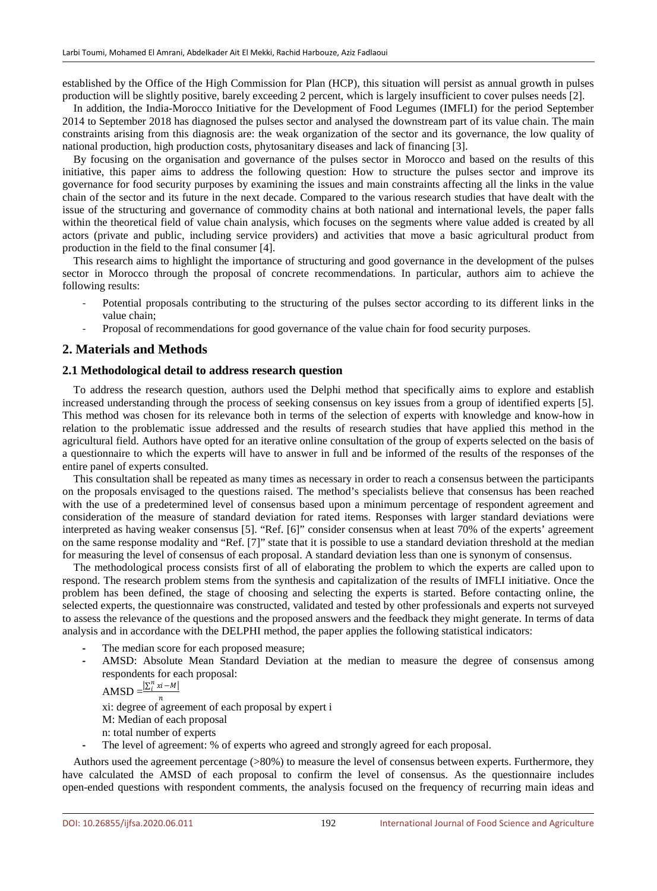established by the Office of the High Commission for Plan (HCP), this situation will persist as annual growth in pulses production will be slightly positive, barely exceeding 2 percent, which is largely insufficient to cover pulses needs [2].

In addition, the India-Morocco Initiative for the Development of Food Legumes (IMFLI) for the period September 2014 to September 2018 has diagnosed the pulses sector and analysed the downstream part of its value chain. The main constraints arising from this diagnosis are: the weak organization of the sector and its governance, the low quality of national production, high production costs, phytosanitary diseases and lack of financing [3].

By focusing on the organisation and governance of the pulses sector in Morocco and based on the results of this initiative, this paper aims to address the following question: How to structure the pulses sector and improve its governance for food security purposes by examining the issues and main constraints affecting all the links in the value chain of the sector and its future in the next decade. Compared to the various research studies that have dealt with the issue of the structuring and governance of commodity chains at both national and international levels, the paper falls within the theoretical field of value chain analysis, which focuses on the segments where value added is created by all actors (private and public, including service providers) and activities that move a basic agricultural product from production in the field to the final consumer [4].

This research aims to highlight the importance of structuring and good governance in the development of the pulses sector in Morocco through the proposal of concrete recommendations. In particular, authors aim to achieve the following results:

- Potential proposals contributing to the structuring of the pulses sector according to its different links in the value chain;
- Proposal of recommendations for good governance of the value chain for food security purposes.

## 2. Materials and Methods

### 2.1 Methodological detail to address research question

To address the research question, authors used the Delphi method that specifically aims to explore and establish increased understanding through the process of seeking consensus on key issues from a group of identified experts [5]. This method was chosen for its relevance both in terms of the selection of experts with knowledge and know-how in relation to the problematic issue addressed and the results of research studies that have applied this method in the agricultural field. Authors have opted for an iterative online consultation of the group of experts selected on the basis of a questionnaire to which the experts will have to answer in full and be informed of the results of the responses of the entire panel of experts consulted.

This consultation shall be repeated as many times as necessary in order to reach a consensus between the participants on the proposals envisaged to the questions raised. The method's specialists believe that consensus has been reached with the use of a predetermined level of consensus based upon a minimum percentage of respondent agreement and consideration of the measure of standard deviation for rated items. Responses with larger standard deviations were interpreted as having weaker consensus [5]. "Ref. [6]" consider consensus when at least 70% of the experts' agreement on the same response modality and "Ref. [7]" state that it is possible to use a standard deviation threshold at the median for measuring the level of consensus of each proposal. A standard deviation less than one is synonym of consensus.

The methodological process consists first of all of elaborating the problem to which the experts are called upon to respond. The research problem stems from the synthesis and capitalization of the results of IMFLI initiative. Once the problem has been defined, the stage of choosing and selecting the experts is started. Before contacting online, the selected experts, the questionnaire was constructed, validated and tested by other professionals and experts not surveyed to assess the relevance of the questions and the proposed answers and the feedback they might generate. In terms of data analysis and in accordance with the DELPHI method, the paper applies the following statistical indicators:

- The median score for each proposed measure;
- AMSD: Absolute Mean Standard Deviation at the median to measure the degree of consensus among respondents for each proposal:

  $\text{AMSD} = \frac{\left|\sum_{i}^{n} xi - M\right|}{n}$

  xi: degree of agreement of each proposal by expert i

  M: Median of each proposal

  n: total number of experts
- The level of agreement: % of experts who agreed and strongly agreed for each proposal.

Authors used the agreement percentage (>80%) to measure the level of consensus between experts. Furthermore, they have calculated the AMSD of each proposal to confirm the level of consensus. As the questionnaire includes open-ended questions with respondent comments, the analysis focused on the frequency of recurring main ideas and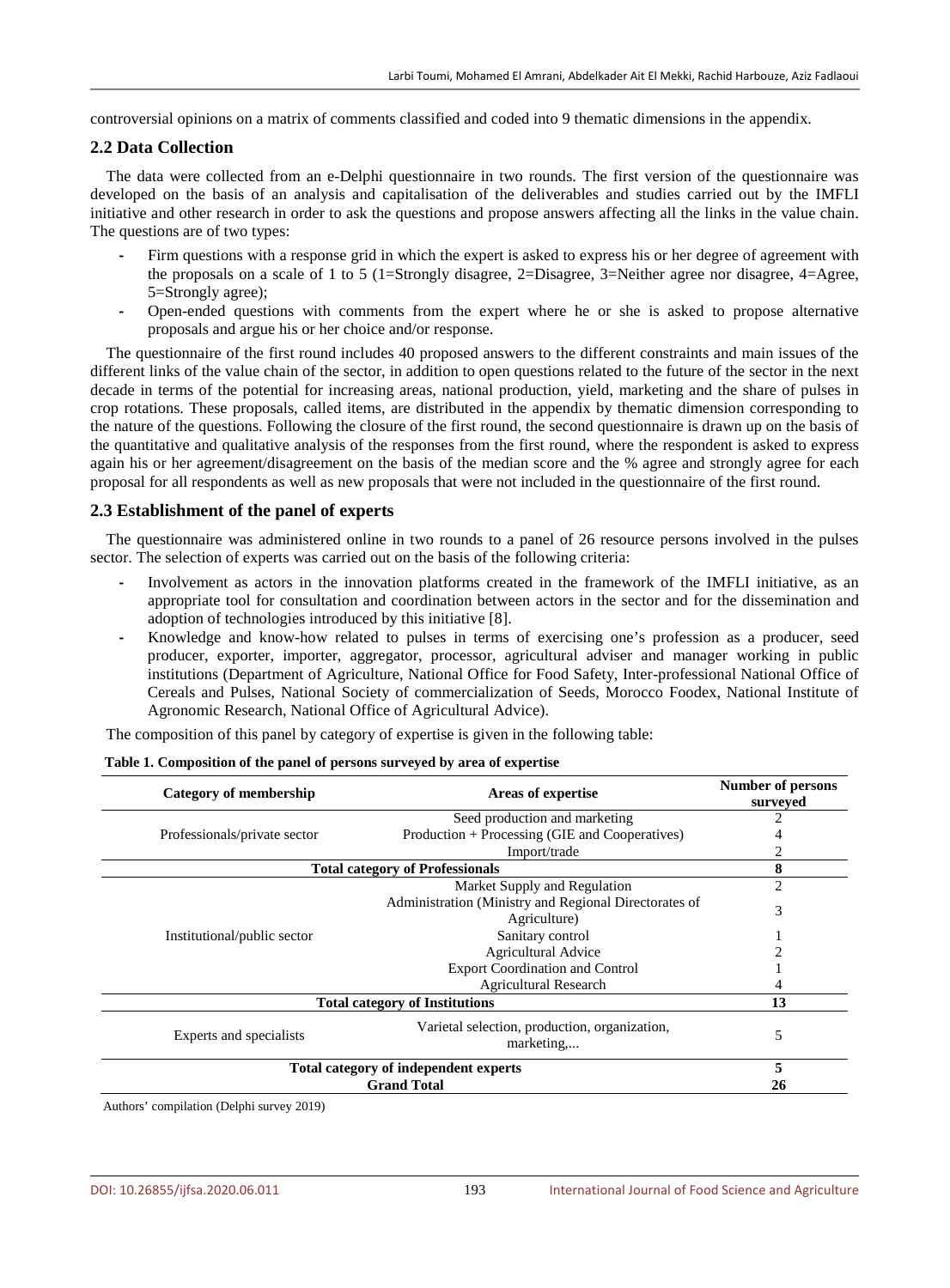controversial opinions on a matrix of comments classified and coded into 9 thematic dimensions in the appendix.

## 2.2 Data Collection

The data were collected from an e-Delphi questionnaire in two rounds. The first version of the questionnaire was developed on the basis of an analysis and capitalisation of the deliverables and studies carried out by the IMFLI initiative and other research in order to ask the questions and propose answers affecting all the links in the value chain. The questions are of two types:

- Firm questions with a response grid in which the expert is asked to express his or her degree of agreement with the proposals on a scale of 1 to 5 (1=Strongly disagree, 2=Disagree, 3=Neither agree nor disagree, 4=Agree, 5=Strongly agree);
- Open-ended questions with comments from the expert where he or she is asked to propose alternative proposals and argue his or her choice and/or response.

The questionnaire of the first round includes 40 proposed answers to the different constraints and main issues of the different links of the value chain of the sector, in addition to open questions related to the future of the sector in the next decade in terms of the potential for increasing areas, national production, yield, marketing and the share of pulses in crop rotations. These proposals, called items, are distributed in the appendix by thematic dimension corresponding to the nature of the questions. Following the closure of the first round, the second questionnaire is drawn up on the basis of the quantitative and qualitative analysis of the responses from the first round, where the respondent is asked to express again his or her agreement/disagreement on the basis of the median score and the % agree and strongly agree for each proposal for all respondents as well as new proposals that were not included in the questionnaire of the first round.

## 2.3 Establishment of the panel of experts

The questionnaire was administered online in two rounds to a panel of 26 resource persons involved in the pulses sector. The selection of experts was carried out on the basis of the following criteria:

- Involvement as actors in the innovation platforms created in the framework of the IMFLI initiative, as an appropriate tool for consultation and coordination between actors in the sector and for the dissemination and adoption of technologies introduced by this initiative [8].
- Knowledge and know-how related to pulses in terms of exercising one's profession as a producer, seed producer, exporter, importer, aggregator, processor, agricultural adviser and manager working in public institutions (Department of Agriculture, National Office for Food Safety, Inter-professional National Office of Cereals and Pulses, National Society of commercialization of Seeds, Morocco Foodex, National Institute of Agronomic Research, National Office of Agricultural Advice).

The composition of this panel by category of expertise is given in the following table:

**Table 1. Composition of the panel of persons surveyed by area of expertise**

| Category of membership | Areas of expertise | Number of persons surveyed |
|---|---|---|
| Professionals/private sector | Seed production and marketing | 2 |
| | Production + Processing (GIE and Cooperatives) | 4 |
| | Import/trade | 2 |
| **Total category of Professionals** | | **8** |
| Institutional/public sector | Market Supply and Regulation | 2 |
| | Administration (Ministry and Regional Directorates of Agriculture) | 3 |
| | Sanitary control | 1 |
| | Agricultural Advice | 2 |
| | Export Coordination and Control | 1 |
| | Agricultural Research | 4 |
| **Total category of Institutions** | | **13** |
| Experts and specialists | Varietal selection, production, organization, marketing,... | 5 |
| **Total category of independent experts** | | **5** |
| **Grand Total** | | **26** |

Authors' compilation (Delphi survey 2019)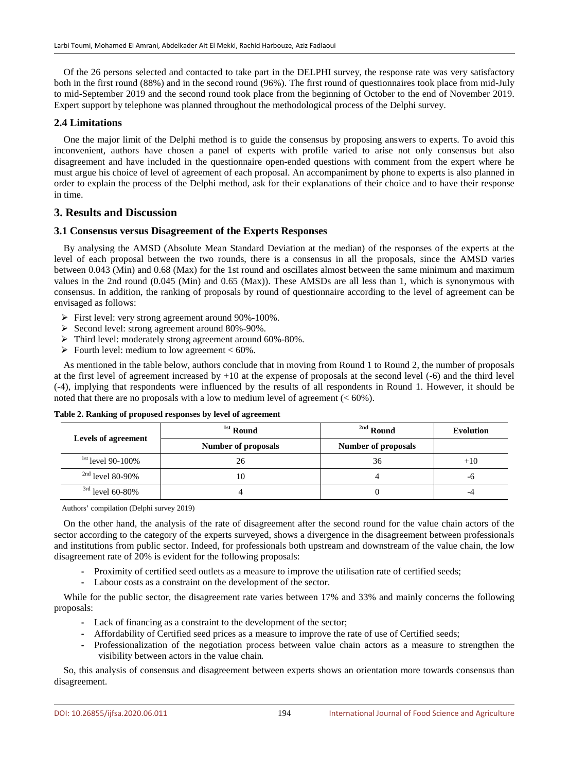Of the 26 persons selected and contacted to take part in the DELPHI survey, the response rate was very satisfactory both in the first round (88%) and in the second round (96%). The first round of questionnaires took place from mid-July to mid-September 2019 and the second round took place from the beginning of October to the end of November 2019. Expert support by telephone was planned throughout the methodological process of the Delphi survey.

### 2.4 Limitations

One the major limit of the Delphi method is to guide the consensus by proposing answers to experts. To avoid this inconvenient, authors have chosen a panel of experts with profile varied to arise not only consensus but also disagreement and have included in the questionnaire open-ended questions with comment from the expert where he must argue his choice of level of agreement of each proposal. An accompaniment by phone to experts is also planned in order to explain the process of the Delphi method, ask for their explanations of their choice and to have their response in time.

## 3. Results and Discussion

### 3.1 Consensus versus Disagreement of the Experts Responses

By analysing the AMSD (Absolute Mean Standard Deviation at the median) of the responses of the experts at the level of each proposal between the two rounds, there is a consensus in all the proposals, since the AMSD varies between 0.043 (Min) and 0.68 (Max) for the 1st round and oscillates almost between the same minimum and maximum values in the 2nd round (0.045 (Min) and 0.65 (Max)). These AMSDs are all less than 1, which is synonymous with consensus. In addition, the ranking of proposals by round of questionnaire according to the level of agreement can be envisaged as follows:

- First level: very strong agreement around 90%-100%.
- Second level: strong agreement around 80%-90%.
- Third level: moderately strong agreement around 60%-80%.
- Fourth level: medium to low agreement < 60%.

As mentioned in the table below, authors conclude that in moving from Round 1 to Round 2, the number of proposals at the first level of agreement increased by +10 at the expense of proposals at the second level (-6) and the third level (-4), implying that respondents were influenced by the results of all respondents in Round 1. However, it should be noted that there are no proposals with a low to medium level of agreement (< 60%).

**Table 2. Ranking of proposed responses by level of agreement**

| Levels of agreement | 1st Round | 2nd Round | Evolution |
|---|---|---|---|
| | Number of proposals | Number of proposals | |
| 1st level 90-100% | 26 | 36 | +10 |
| 2nd level 80-90% | 10 | 4 | -6 |
| 3rd level 60-80% | 4 | 0 | -4 |

Authors' compilation (Delphi survey 2019)

On the other hand, the analysis of the rate of disagreement after the second round for the value chain actors of the sector according to the category of the experts surveyed, shows a divergence in the disagreement between professionals and institutions from public sector. Indeed, for professionals both upstream and downstream of the value chain, the low disagreement rate of 20% is evident for the following proposals:

- Proximity of certified seed outlets as a measure to improve the utilisation rate of certified seeds;
- Labour costs as a constraint on the development of the sector.

While for the public sector, the disagreement rate varies between 17% and 33% and mainly concerns the following proposals:

- Lack of financing as a constraint to the development of the sector;
- Affordability of Certified seed prices as a measure to improve the rate of use of Certified seeds;
- Professionalization of the negotiation process between value chain actors as a measure to strengthen the visibility between actors in the value chain.

So, this analysis of consensus and disagreement between experts shows an orientation more towards consensus than disagreement.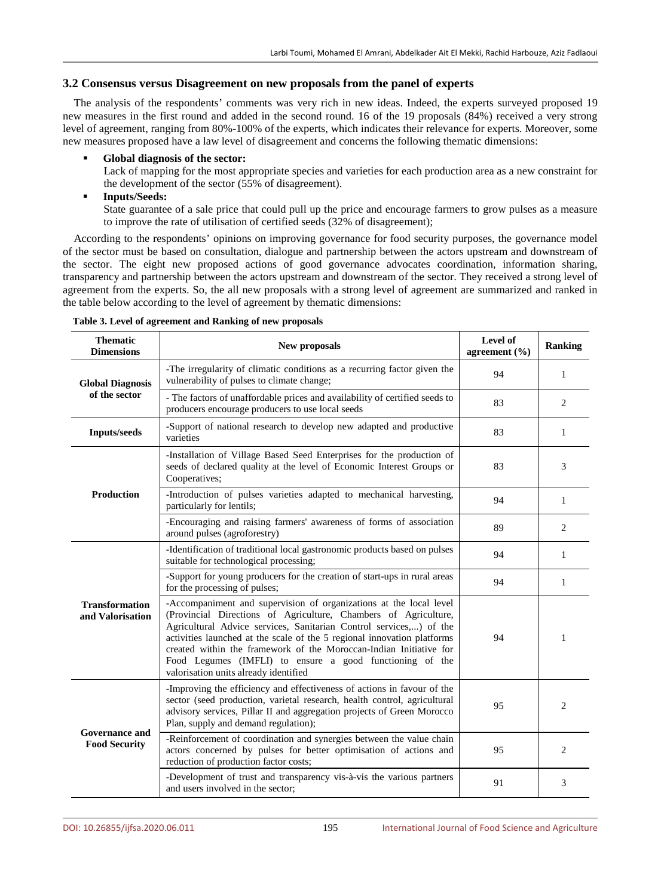### 3.2 Consensus versus Disagreement on new proposals from the panel of experts

The analysis of the respondents' comments was very rich in new ideas. Indeed, the experts surveyed proposed 19 new measures in the first round and added in the second round. 16 of the 19 proposals (84%) received a very strong level of agreement, ranging from 80%-100% of the experts, which indicates their relevance for experts. Moreover, some new measures proposed have a law level of disagreement and concerns the following thematic dimensions:

- **Global diagnosis of the sector:**
  Lack of mapping for the most appropriate species and varieties for each production area as a new constraint for the development of the sector (55% of disagreement).
- **Inputs/Seeds:**
  State guarantee of a sale price that could pull up the price and encourage farmers to grow pulses as a measure to improve the rate of utilisation of certified seeds (32% of disagreement);

According to the respondents' opinions on improving governance for food security purposes, the governance model of the sector must be based on consultation, dialogue and partnership between the actors upstream and downstream of the sector. The eight new proposed actions of good governance advocates coordination, information sharing, transparency and partnership between the actors upstream and downstream of the sector. They received a strong level of agreement from the experts. So, the all new proposals with a strong level of agreement are summarized and ranked in the table below according to the level of agreement by thematic dimensions:

**Table 3. Level of agreement and Ranking of new proposals**

| Thematic Dimensions | New proposals | Level of agreement (%) | Ranking |
|---|---|---|---|
| Global Diagnosis of the sector | -The irregularity of climatic conditions as a recurring factor given the vulnerability of pulses to climate change; | 94 | 1 |
| | - The factors of unaffordable prices and availability of certified seeds to producers encourage producers to use local seeds | 83 | 2 |
| Inputs/seeds | -Support of national research to develop new adapted and productive varieties | 83 | 1 |
| Production | -Installation of Village Based Seed Enterprises for the production of seeds of declared quality at the level of Economic Interest Groups or Cooperatives; | 83 | 3 |
| | -Introduction of pulses varieties adapted to mechanical harvesting, particularly for lentils; | 94 | 1 |
| | -Encouraging and raising farmers' awareness of forms of association around pulses (agroforestry) | 89 | 2 |
| Transformation and Valorisation | -Identification of traditional local gastronomic products based on pulses suitable for technological processing; | 94 | 1 |
| | -Support for young producers for the creation of start-ups in rural areas for the processing of pulses; | 94 | 1 |
| | -Accompaniment and supervision of organizations at the local level (Provincial Directions of Agriculture, Chambers of Agriculture, Agricultural Advice services, Sanitarian Control services,...) of the activities launched at the scale of the 5 regional innovation platforms created within the framework of the Moroccan-Indian Initiative for Food Legumes (IMFLI) to ensure a good functioning of the valorisation units already identified | 94 | 1 |
| Governance and Food Security | -Improving the efficiency and effectiveness of actions in favour of the sector (seed production, varietal research, health control, agricultural advisory services, Pillar II and aggregation projects of Green Morocco Plan, supply and demand regulation); | 95 | 2 |
| | -Reinforcement of coordination and synergies between the value chain actors concerned by pulses for better optimisation of actions and reduction of production factor costs; | 95 | 2 |
| | -Development of trust and transparency vis-à-vis the various partners and users involved in the sector; | 91 | 3 |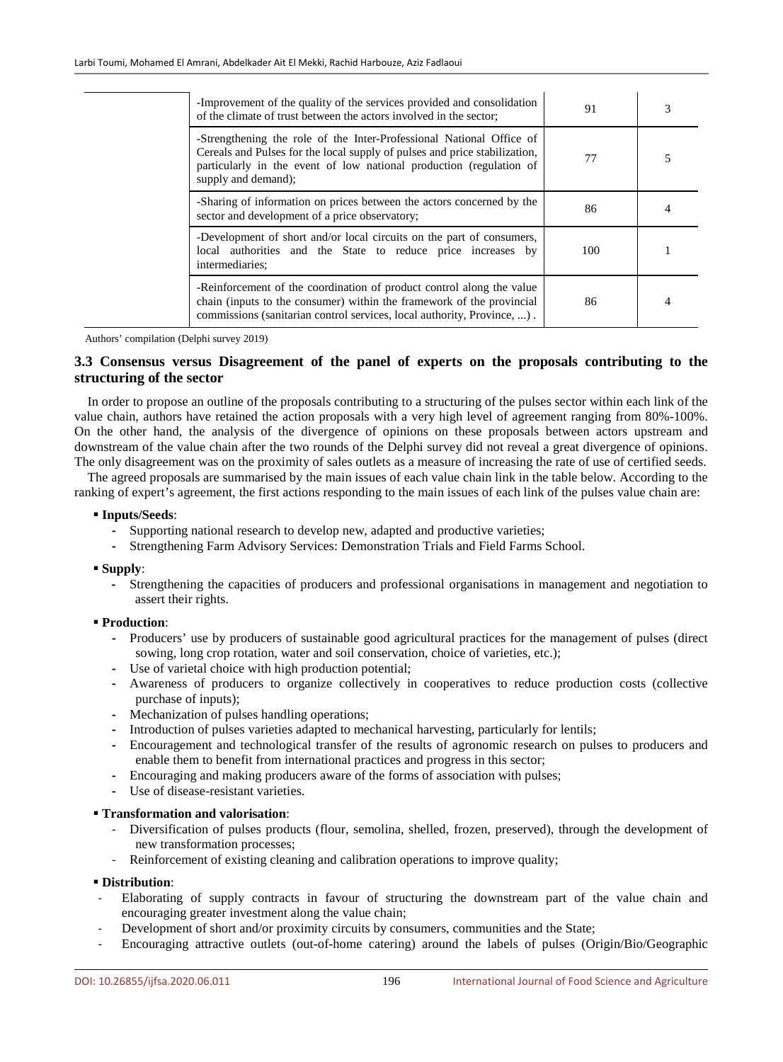| | | | |
|---|---|---|---|
| | -Improvement of the quality of the services provided and consolidation of the climate of trust between the actors involved in the sector; | 91 | 3 |
| | -Strengthening the role of the Inter-Professional National Office of Cereals and Pulses for the local supply of pulses and price stabilization, particularly in the event of low national production (regulation of supply and demand); | 77 | 5 |
| | -Sharing of information on prices between the actors concerned by the sector and development of a price observatory; | 86 | 4 |
| | -Development of short and/or local circuits on the part of consumers, local authorities and the State to reduce price increases by intermediaries; | 100 | 1 |
| | -Reinforcement of the coordination of product control along the value chain (inputs to the consumer) within the framework of the provincial commissions (sanitarian control services, local authority, Province, ...) . | 86 | 4 |

Authors' compilation (Delphi survey 2019)

### 3.3 Consensus versus Disagreement of the panel of experts on the proposals contributing to the structuring of the sector

In order to propose an outline of the proposals contributing to a structuring of the pulses sector within each link of the value chain, authors have retained the action proposals with a very high level of agreement ranging from 80%-100%. On the other hand, the analysis of the divergence of opinions on these proposals between actors upstream and downstream of the value chain after the two rounds of the Delphi survey did not reveal a great divergence of opinions. The only disagreement was on the proximity of sales outlets as a measure of increasing the rate of use of certified seeds.

The agreed proposals are summarised by the main issues of each value chain link in the table below. According to the ranking of expert's agreement, the first actions responding to the main issues of each link of the pulses value chain are:

- **Inputs/Seeds**:
  - Supporting national research to develop new, adapted and productive varieties;
  - Strengthening Farm Advisory Services: Demonstration Trials and Field Farms School.
- **Supply**:
  - Strengthening the capacities of producers and professional organisations in management and negotiation to assert their rights.
- **Production**:
  - Producers' use by producers of sustainable good agricultural practices for the management of pulses (direct sowing, long crop rotation, water and soil conservation, choice of varieties, etc.);
  - Use of varietal choice with high production potential;
  - Awareness of producers to organize collectively in cooperatives to reduce production costs (collective purchase of inputs);
  - Mechanization of pulses handling operations;
  - Introduction of pulses varieties adapted to mechanical harvesting, particularly for lentils;
  - Encouragement and technological transfer of the results of agronomic research on pulses to producers and enable them to benefit from international practices and progress in this sector;
  - Encouraging and making producers aware of the forms of association with pulses;
  - Use of disease-resistant varieties.
- **Transformation and valorisation**:
  - Diversification of pulses products (flour, semolina, shelled, frozen, preserved), through the development of new transformation processes;
  - Reinforcement of existing cleaning and calibration operations to improve quality;
- **Distribution**:
  - Elaborating of supply contracts in favour of structuring the downstream part of the value chain and encouraging greater investment along the value chain;
  - Development of short and/or proximity circuits by consumers, communities and the State;
  - Encouraging attractive outlets (out-of-home catering) around the labels of pulses (Origin/Bio/Geographic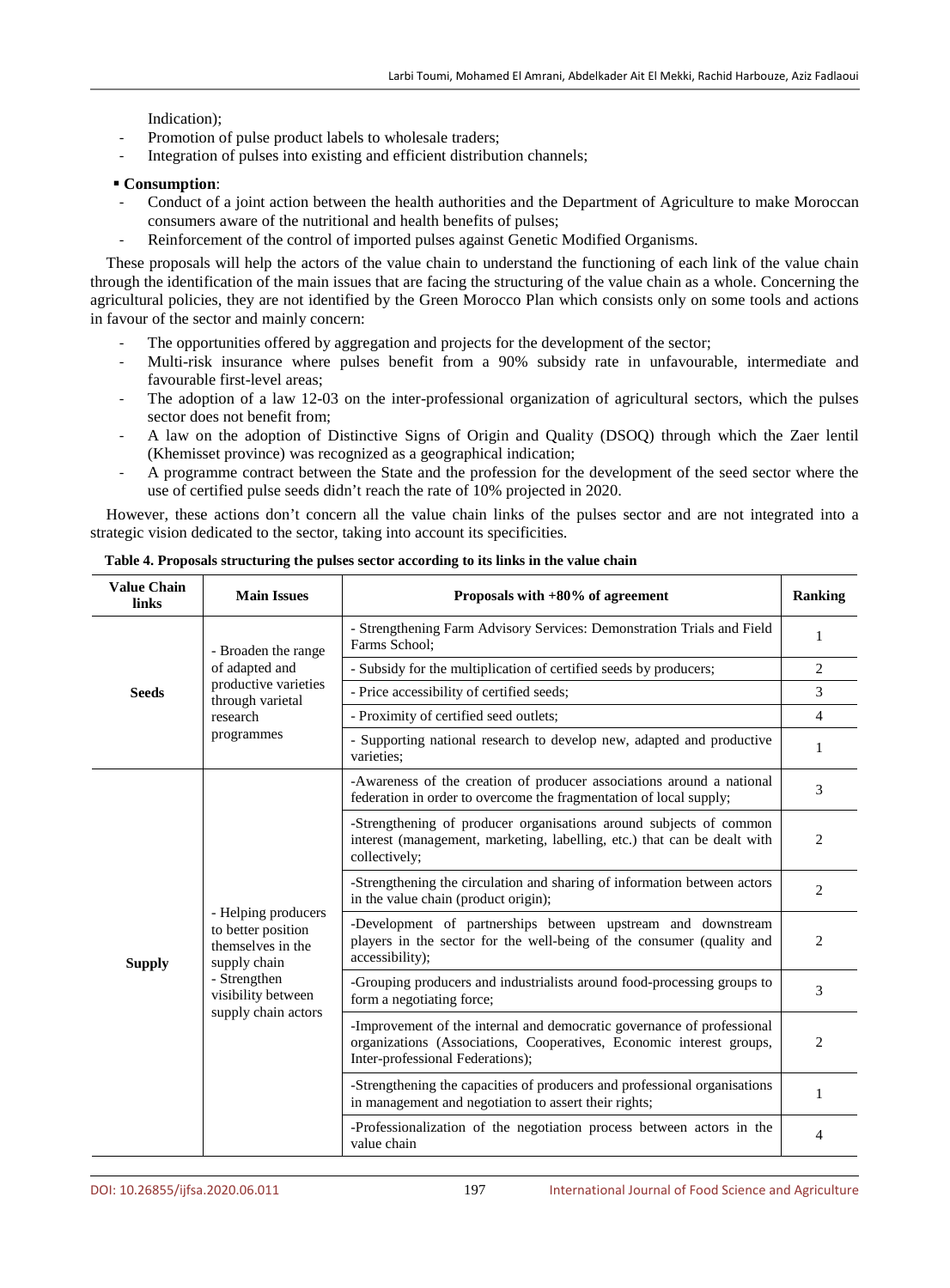Indication);

- Promotion of pulse product labels to wholesale traders;
- Integration of pulses into existing and efficient distribution channels;

▪ **Consumption**:

- Conduct of a joint action between the health authorities and the Department of Agriculture to make Moroccan consumers aware of the nutritional and health benefits of pulses;
- Reinforcement of the control of imported pulses against Genetic Modified Organisms.

These proposals will help the actors of the value chain to understand the functioning of each link of the value chain through the identification of the main issues that are facing the structuring of the value chain as a whole. Concerning the agricultural policies, they are not identified by the Green Morocco Plan which consists only on some tools and actions in favour of the sector and mainly concern:

- The opportunities offered by aggregation and projects for the development of the sector;
- Multi-risk insurance where pulses benefit from a 90% subsidy rate in unfavourable, intermediate and favourable first-level areas;
- The adoption of a law 12-03 on the inter-professional organization of agricultural sectors, which the pulses sector does not benefit from;
- A law on the adoption of Distinctive Signs of Origin and Quality (DSOQ) through which the Zaer lentil (Khemisset province) was recognized as a geographical indication;
- A programme contract between the State and the profession for the development of the seed sector where the use of certified pulse seeds didn't reach the rate of 10% projected in 2020.

However, these actions don't concern all the value chain links of the pulses sector and are not integrated into a strategic vision dedicated to the sector, taking into account its specificities.

**Table 4. Proposals structuring the pulses sector according to its links in the value chain**

| Value Chain links | Main Issues | Proposals with +80% of agreement | Ranking |
|---|---|---|---|
| Seeds | - Broaden the range of adapted and productive varieties through varietal research programmes | - Strengthening Farm Advisory Services: Demonstration Trials and Field Farms School; | 1 |
| | | - Subsidy for the multiplication of certified seeds by producers; | 2 |
| | | - Price accessibility of certified seeds; | 3 |
| | | - Proximity of certified seed outlets; | 4 |
| | | - Supporting national research to develop new, adapted and productive varieties; | 1 |
| Supply | - Helping producers to better position themselves in the supply chain<br>- Strengthen visibility between supply chain actors | -Awareness of the creation of producer associations around a national federation in order to overcome the fragmentation of local supply; | 3 |
| | | -Strengthening of producer organisations around subjects of common interest (management, marketing, labelling, etc.) that can be dealt with collectively; | 2 |
| | | -Strengthening the circulation and sharing of information between actors in the value chain (product origin); | 2 |
| | | -Development of partnerships between upstream and downstream players in the sector for the well-being of the consumer (quality and accessibility); | 2 |
| | | -Grouping producers and industrialists around food-processing groups to form a negotiating force; | 3 |
| | | -Improvement of the internal and democratic governance of professional organizations (Associations, Cooperatives, Economic interest groups, Inter-professional Federations); | 2 |
| | | -Strengthening the capacities of producers and professional organisations in management and negotiation to assert their rights; | 1 |
| | | -Professionalization of the negotiation process between actors in the value chain | 4 |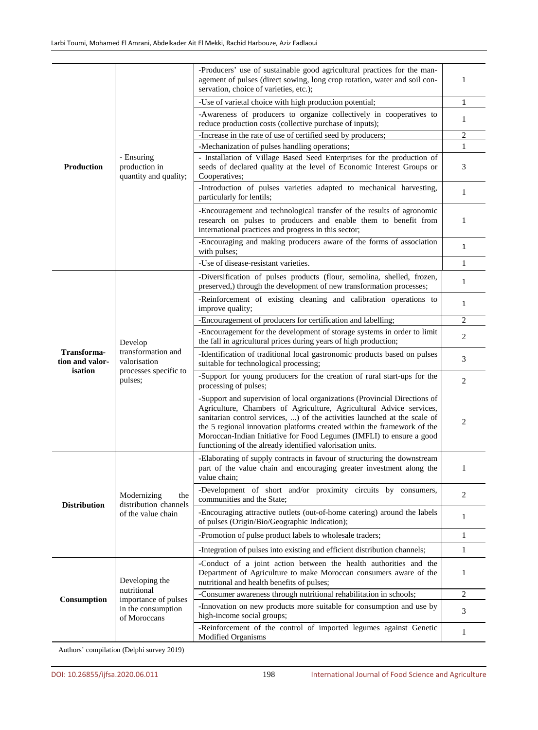| | | | |
|---|---|---|---|
| **Production** | - Ensuring production in quantity and quality; | -Producers' use of sustainable good agricultural practices for the management of pulses (direct sowing, long crop rotation, water and soil conservation, choice of varieties, etc.); | 1 |
| | | -Use of varietal choice with high production potential; | 1 |
| | | -Awareness of producers to organize collectively in cooperatives to reduce production costs (collective purchase of inputs); | 1 |
| | | -Increase in the rate of use of certified seed by producers; | 2 |
| | | -Mechanization of pulses handling operations; | 1 |
| | | - Installation of Village Based Seed Enterprises for the production of seeds of declared quality at the level of Economic Interest Groups or Cooperatives; | 3 |
| | | -Introduction of pulses varieties adapted to mechanical harvesting, particularly for lentils; | 1 |
| | | -Encouragement and technological transfer of the results of agronomic research on pulses to producers and enable them to benefit from international practices and progress in this sector; | 1 |
| | | -Encouraging and making producers aware of the forms of association with pulses; | 1 |
| | | -Use of disease-resistant varieties. | 1 |
| **Transformation and valorisation** | Develop transformation and valorisation processes specific to pulses; | -Diversification of pulses products (flour, semolina, shelled, frozen, preserved,) through the development of new transformation processes; | 1 |
| | | -Reinforcement of existing cleaning and calibration operations to improve quality; | 1 |
| | | -Encouragement of producers for certification and labelling; | 2 |
| | | -Encouragement for the development of storage systems in order to limit the fall in agricultural prices during years of high production; | 2 |
| | | -Identification of traditional local gastronomic products based on pulses suitable for technological processing; | 3 |
| | | -Support for young producers for the creation of rural start-ups for the processing of pulses; | 2 |
| | | -Support and supervision of local organizations (Provincial Directions of Agriculture, Chambers of Agriculture, Agricultural Advice services, sanitarian control services, ...) of the activities launched at the scale of the 5 regional innovation platforms created within the framework of the Moroccan-Indian Initiative for Food Legumes (IMFLI) to ensure a good functioning of the already identified valorisation units. | 2 |
| **Distribution** | Modernizing the distribution channels of the value chain | -Elaborating of supply contracts in favour of structuring the downstream part of the value chain and encouraging greater investment along the value chain; | 1 |
| | | -Development of short and/or proximity circuits by consumers, communities and the State; | 2 |
| | | -Encouraging attractive outlets (out-of-home catering) around the labels of pulses (Origin/Bio/Geographic Indication); | 1 |
| | | -Promotion of pulse product labels to wholesale traders; | 1 |
| | | -Integration of pulses into existing and efficient distribution channels; | 1 |
| **Consumption** | Developing the nutritional importance of pulses in the consumption of Moroccans | -Conduct of a joint action between the health authorities and the Department of Agriculture to make Moroccan consumers aware of the nutritional and health benefits of pulses; | 1 |
| | | -Consumer awareness through nutritional rehabilitation in schools; | 2 |
| | | -Innovation on new products more suitable for consumption and use by high-income social groups; | 3 |
| | | -Reinforcement of the control of imported legumes against Genetic Modified Organisms | 1 |

Authors' compilation (Delphi survey 2019)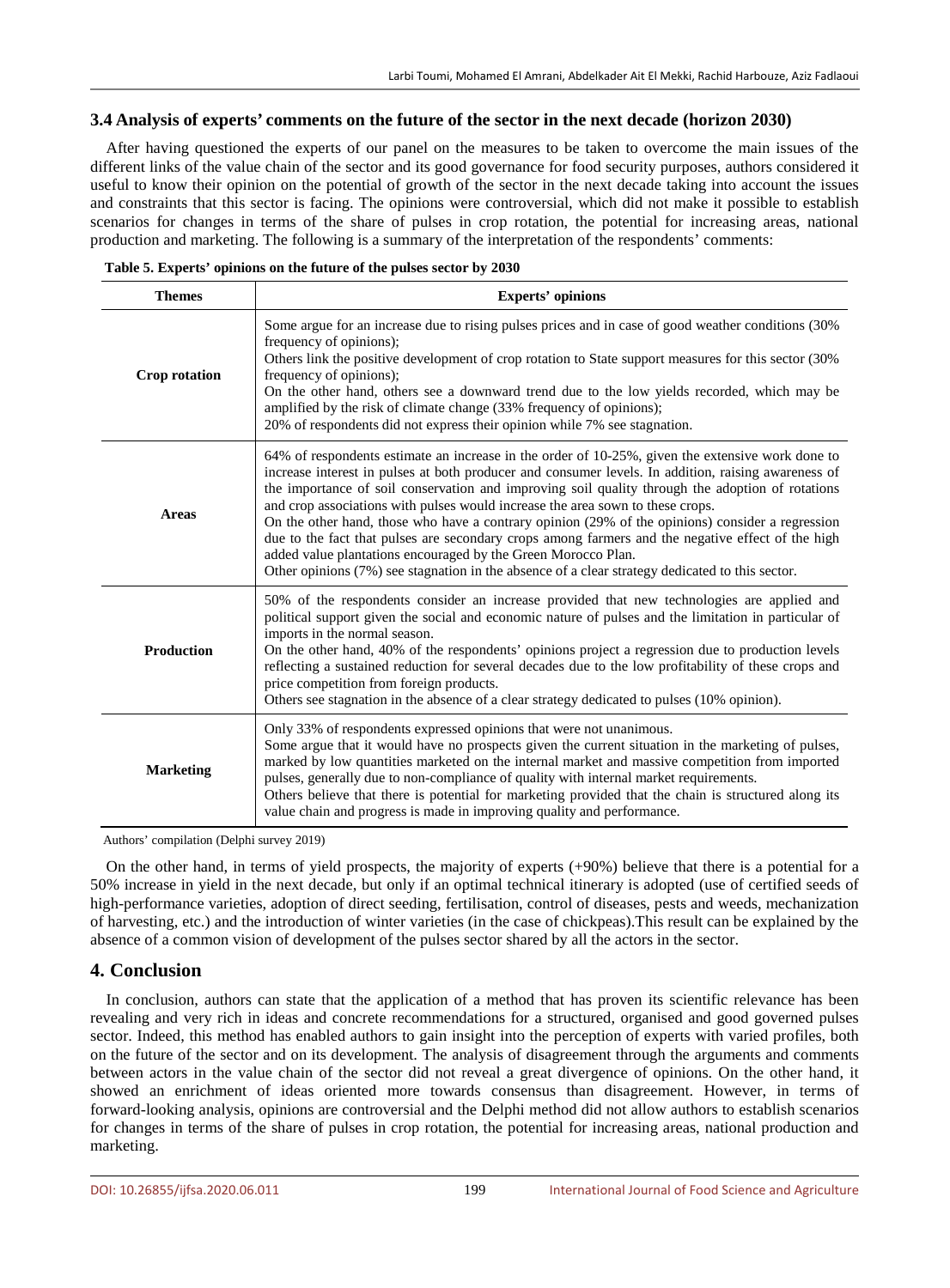### 3.4 Analysis of experts' comments on the future of the sector in the next decade (horizon 2030)

After having questioned the experts of our panel on the measures to be taken to overcome the main issues of the different links of the value chain of the sector and its good governance for food security purposes, authors considered it useful to know their opinion on the potential of growth of the sector in the next decade taking into account the issues and constraints that this sector is facing. The opinions were controversial, which did not make it possible to establish scenarios for changes in terms of the share of pulses in crop rotation, the potential for increasing areas, national production and marketing. The following is a summary of the interpretation of the respondents' comments:

**Table 5. Experts' opinions on the future of the pulses sector by 2030**

| Themes | Experts' opinions |
| --- | --- |
| **Crop rotation** | Some argue for an increase due to rising pulses prices and in case of good weather conditions (30% frequency of opinions);<br>Others link the positive development of crop rotation to State support measures for this sector (30% frequency of opinions);<br>On the other hand, others see a downward trend due to the low yields recorded, which may be amplified by the risk of climate change (33% frequency of opinions);<br>20% of respondents did not express their opinion while 7% see stagnation. |
| **Areas** | 64% of respondents estimate an increase in the order of 10-25%, given the extensive work done to increase interest in pulses at both producer and consumer levels. In addition, raising awareness of the importance of soil conservation and improving soil quality through the adoption of rotations and crop associations with pulses would increase the area sown to these crops.<br>On the other hand, those who have a contrary opinion (29% of the opinions) consider a regression due to the fact that pulses are secondary crops among farmers and the negative effect of the high added value plantations encouraged by the Green Morocco Plan.<br>Other opinions (7%) see stagnation in the absence of a clear strategy dedicated to this sector. |
| **Production** | 50% of the respondents consider an increase provided that new technologies are applied and political support given the social and economic nature of pulses and the limitation in particular of imports in the normal season.<br>On the other hand, 40% of the respondents' opinions project a regression due to production levels reflecting a sustained reduction for several decades due to the low profitability of these crops and price competition from foreign products.<br>Others see stagnation in the absence of a clear strategy dedicated to pulses (10% opinion). |
| **Marketing** | Only 33% of respondents expressed opinions that were not unanimous.<br>Some argue that it would have no prospects given the current situation in the marketing of pulses, marked by low quantities marketed on the internal market and massive competition from imported pulses, generally due to non-compliance of quality with internal market requirements.<br>Others believe that there is potential for marketing provided that the chain is structured along its value chain and progress is made in improving quality and performance. |

Authors' compilation (Delphi survey 2019)

On the other hand, in terms of yield prospects, the majority of experts (+90%) believe that there is a potential for a 50% increase in yield in the next decade, but only if an optimal technical itinerary is adopted (use of certified seeds of high-performance varieties, adoption of direct seeding, fertilisation, control of diseases, pests and weeds, mechanization of harvesting, etc.) and the introduction of winter varieties (in the case of chickpeas).This result can be explained by the absence of a common vision of development of the pulses sector shared by all the actors in the sector.

## 4. Conclusion

In conclusion, authors can state that the application of a method that has proven its scientific relevance has been revealing and very rich in ideas and concrete recommendations for a structured, organised and good governed pulses sector. Indeed, this method has enabled authors to gain insight into the perception of experts with varied profiles, both on the future of the sector and on its development. The analysis of disagreement through the arguments and comments between actors in the value chain of the sector did not reveal a great divergence of opinions. On the other hand, it showed an enrichment of ideas oriented more towards consensus than disagreement. However, in terms of forward-looking analysis, opinions are controversial and the Delphi method did not allow authors to establish scenarios for changes in terms of the share of pulses in crop rotation, the potential for increasing areas, national production and marketing.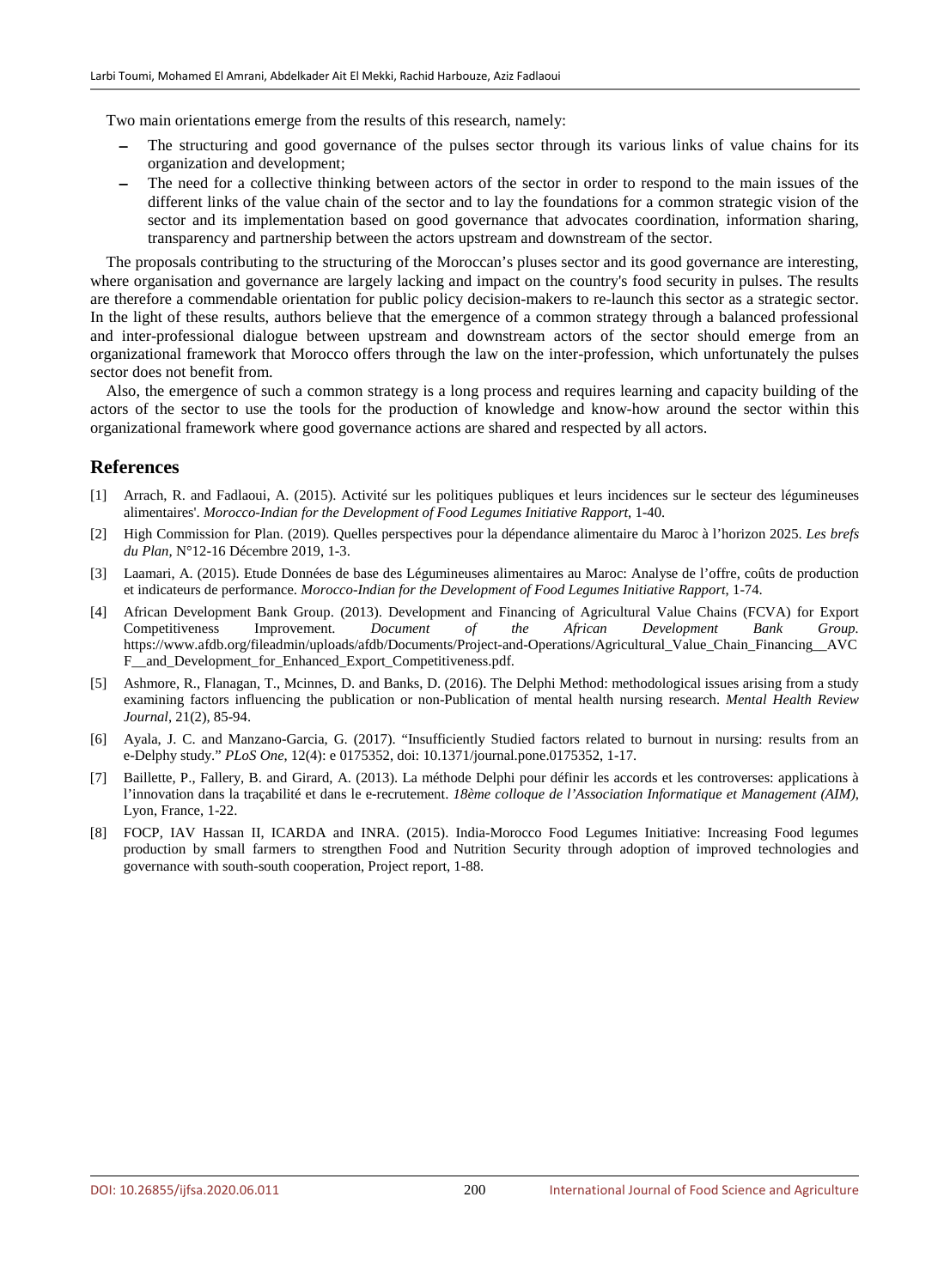Two main orientations emerge from the results of this research, namely:

- The structuring and good governance of the pulses sector through its various links of value chains for its organization and development;
- The need for a collective thinking between actors of the sector in order to respond to the main issues of the different links of the value chain of the sector and to lay the foundations for a common strategic vision of the sector and its implementation based on good governance that advocates coordination, information sharing, transparency and partnership between the actors upstream and downstream of the sector.

The proposals contributing to the structuring of the Moroccan's pluses sector and its good governance are interesting, where organisation and governance are largely lacking and impact on the country's food security in pulses. The results are therefore a commendable orientation for public policy decision-makers to re-launch this sector as a strategic sector. In the light of these results, authors believe that the emergence of a common strategy through a balanced professional and inter-professional dialogue between upstream and downstream actors of the sector should emerge from an organizational framework that Morocco offers through the law on the inter-profession, which unfortunately the pulses sector does not benefit from.

Also, the emergence of such a common strategy is a long process and requires learning and capacity building of the actors of the sector to use the tools for the production of knowledge and know-how around the sector within this organizational framework where good governance actions are shared and respected by all actors.

## References

[1] Arrach, R. and Fadlaoui, A. (2015). Activité sur les politiques publiques et leurs incidences sur le secteur des légumineuses alimentaires'. *Morocco-Indian for the Development of Food Legumes Initiative Rapport*, 1-40.

[2] High Commission for Plan. (2019). Quelles perspectives pour la dépendance alimentaire du Maroc à l'horizon 2025. *Les brefs du Plan*, N°12-16 Décembre 2019, 1-3.

[3] Laamari, A. (2015). Etude Données de base des Légumineuses alimentaires au Maroc: Analyse de l'offre, coûts de production et indicateurs de performance. *Morocco-Indian for the Development of Food Legumes Initiative Rapport*, 1-74.

[4] African Development Bank Group. (2013). Development and Financing of Agricultural Value Chains (FCVA) for Export Competitiveness Improvement. *Document of the African Development Bank Group*. https://www.afdb.org/fileadmin/uploads/afdb/Documents/Project-and-Operations/Agricultural_Value_Chain_Financing__AVCF__and_Development_for_Enhanced_Export_Competitiveness.pdf.

[5] Ashmore, R., Flanagan, T., Mcinnes, D. and Banks, D. (2016). The Delphi Method: methodological issues arising from a study examining factors influencing the publication or non-Publication of mental health nursing research. *Mental Health Review Journal*, 21(2), 85-94.

[6] Ayala, J. C. and Manzano-Garcia, G. (2017). "Insufficiently Studied factors related to burnout in nursing: results from an e-Delphy study." *PLoS One*, 12(4): e 0175352, doi: 10.1371/journal.pone.0175352, 1-17.

[7] Baillette, P., Fallery, B. and Girard, A. (2013). La méthode Delphi pour définir les accords et les controverses: applications à l'innovation dans la traçabilité et dans le e-recrutement. *18ème colloque de l'Association Informatique et Management (AIM)*, Lyon, France, 1-22.

[8] FOCP, IAV Hassan II, ICARDA and INRA. (2015). India-Morocco Food Legumes Initiative: Increasing Food legumes production by small farmers to strengthen Food and Nutrition Security through adoption of improved technologies and governance with south-south cooperation, Project report, 1-88.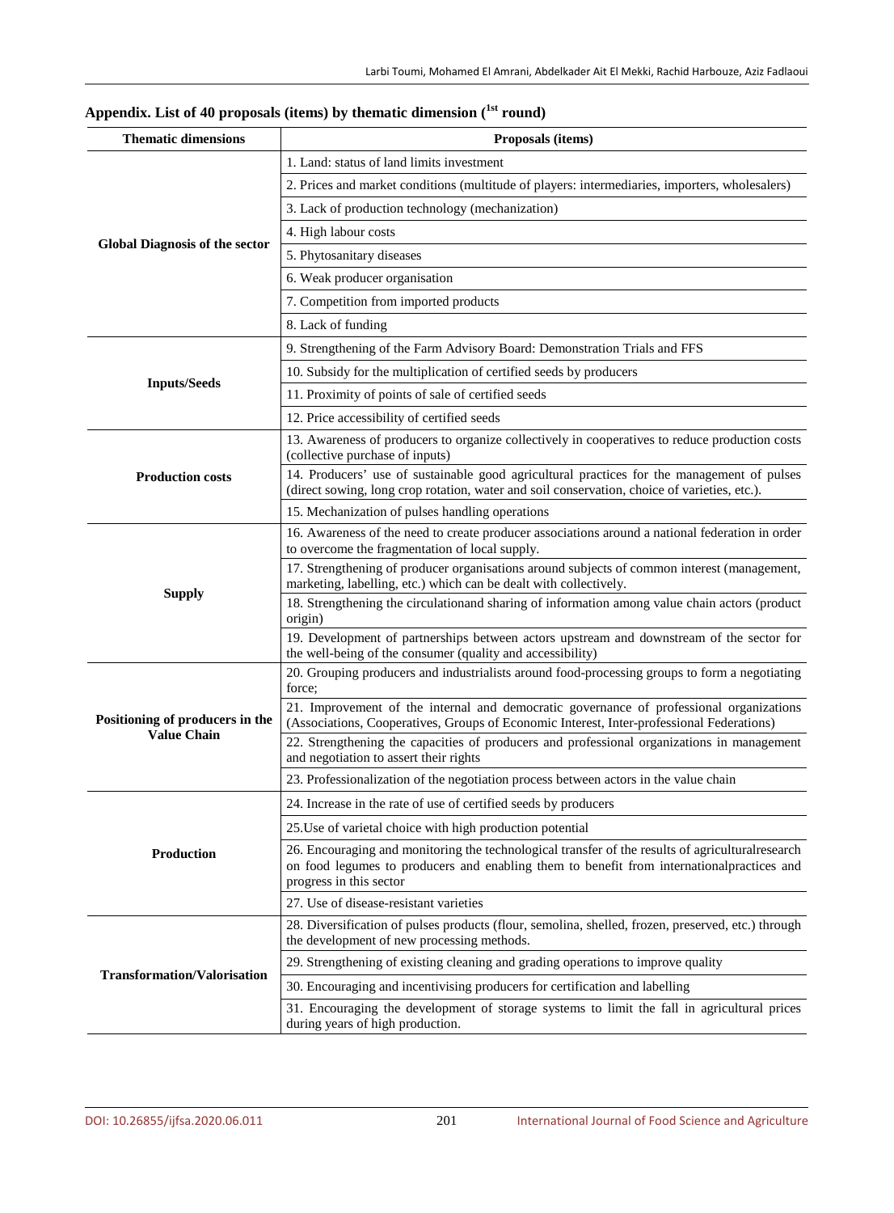## Appendix. List of 40 proposals (items) by thematic dimension (1st round)

| Thematic dimensions | Proposals (items) |
|---|---|
| Global Diagnosis of the sector | 1. Land: status of land limits investment |
| | 2. Prices and market conditions (multitude of players: intermediaries, importers, wholesalers) |
| | 3. Lack of production technology (mechanization) |
| | 4. High labour costs |
| | 5. Phytosanitary diseases |
| | 6. Weak producer organisation |
| | 7. Competition from imported products |
| | 8. Lack of funding |
| Inputs/Seeds | 9. Strengthening of the Farm Advisory Board: Demonstration Trials and FFS |
| | 10. Subsidy for the multiplication of certified seeds by producers |
| | 11. Proximity of points of sale of certified seeds |
| | 12. Price accessibility of certified seeds |
| Production costs | 13. Awareness of producers to organize collectively in cooperatives to reduce production costs (collective purchase of inputs) |
| | 14. Producers' use of sustainable good agricultural practices for the management of pulses (direct sowing, long crop rotation, water and soil conservation, choice of varieties, etc.). |
| | 15. Mechanization of pulses handling operations |
| Supply | 16. Awareness of the need to create producer associations around a national federation in order to overcome the fragmentation of local supply. |
| | 17. Strengthening of producer organisations around subjects of common interest (management, marketing, labelling, etc.) which can be dealt with collectively. |
| | 18. Strengthening the circulationand sharing of information among value chain actors (product origin) |
| | 19. Development of partnerships between actors upstream and downstream of the sector for the well-being of the consumer (quality and accessibility) |
| Positioning of producers in the Value Chain | 20. Grouping producers and industrialists around food-processing groups to form a negotiating force; |
| | 21. Improvement of the internal and democratic governance of professional organizations (Associations, Cooperatives, Groups of Economic Interest, Inter-professional Federations) |
| | 22. Strengthening the capacities of producers and professional organizations in management and negotiation to assert their rights |
| | 23. Professionalization of the negotiation process between actors in the value chain |
| Production | 24. Increase in the rate of use of certified seeds by producers |
| | 25.Use of varietal choice with high production potential |
| | 26. Encouraging and monitoring the technological transfer of the results of agriculturalresearch on food legumes to producers and enabling them to benefit from internationalpractices and progress in this sector |
| | 27. Use of disease-resistant varieties |
| Transformation/Valorisation | 28. Diversification of pulses products (flour, semolina, shelled, frozen, preserved, etc.) through the development of new processing methods. |
| | 29. Strengthening of existing cleaning and grading operations to improve quality |
| | 30. Encouraging and incentivising producers for certification and labelling |
| | 31. Encouraging the development of storage systems to limit the fall in agricultural prices during years of high production. |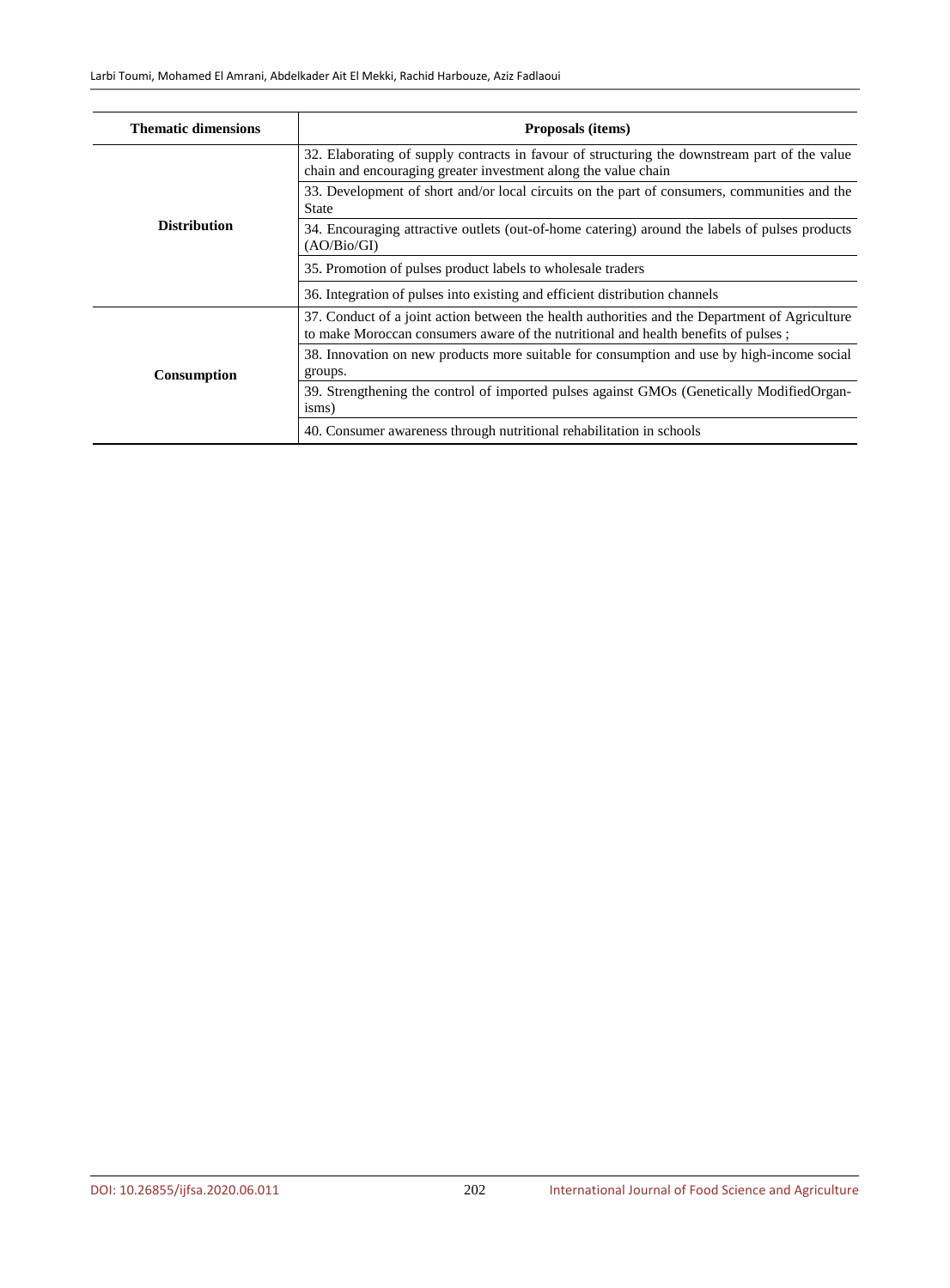| Thematic dimensions | Proposals (items) |
|---|---|
| Distribution | 32. Elaborating of supply contracts in favour of structuring the downstream part of the value chain and encouraging greater investment along the value chain |
| | 33. Development of short and/or local circuits on the part of consumers, communities and the State |
| | 34. Encouraging attractive outlets (out-of-home catering) around the labels of pulses products (AO/Bio/GI) |
| | 35. Promotion of pulses product labels to wholesale traders |
| | 36. Integration of pulses into existing and efficient distribution channels |
| Consumption | 37. Conduct of a joint action between the health authorities and the Department of Agriculture to make Moroccan consumers aware of the nutritional and health benefits of pulses ; |
| | 38. Innovation on new products more suitable for consumption and use by high-income social groups. |
| | 39. Strengthening the control of imported pulses against GMOs (Genetically ModifiedOrganisms) |
| | 40. Consumer awareness through nutritional rehabilitation in schools |